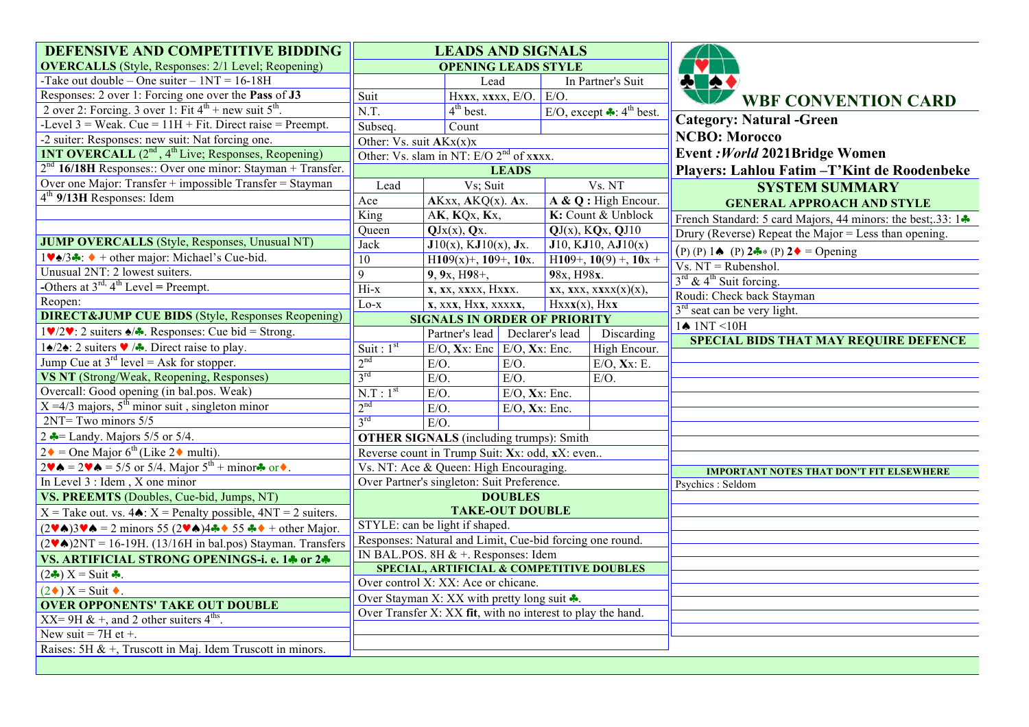# WBF CONVENTION CARD

**Category: Natural -Green**
**NCBO: Morocco**
**Event :*World* 2021Bridge Women**
**Players: Lahlou Fatim –T'Kint de Roodenbeke**

## SYSTEM SUMMARY

### GENERAL APPROACH AND STYLE

French Standard: 5 card Majors, 44 minors: the best;.33: 1♣
Drury (Reverse) Repeat the Major = Less than opening.
(P) (P) 1♠ (P) 2♣* (P) 2♦ = Opening
Vs. NT = Rubenshol.
3rd & 4th Suit forcing.
Roudi: Check back Stayman
3rd seat can be very light.
1♠ 1NT <10H

### SPECIAL BIDS THAT MAY REQUIRE DEFENCE

### IMPORTANT NOTES THAT DON'T FIT ELSEWHERE

Psychics : Seldom

## DEFENSIVE AND COMPETITIVE BIDDING

**OVERCALLS** (Style, Responses: 2/1 Level; Reopening)
-Take out double – One suiter – 1NT = 16-18H
Responses: 2 over 1: Forcing one over the **Pass** of **J3**
2 over 2: Forcing. 3 over 1: Fit 4th + new suit 5th.
-Level 3 = Weak. Cue = 11H + Fit. Direct raise = Preempt.
-2 suiter: Responses: new suit: Nat forcing one.

**1NT OVERCALL** (2nd, 4th Live; Responses, Reopening)
2nd **16/18H** Responses:: Over one minor: Stayman + Transfer.
Over one Major: Transfer + impossible Transfer = Stayman
4th **9/13H** Responses: Idem

**JUMP OVERCALLS** (Style, Responses, Unusual NT)
1♥♠/3♣: ♦ + other major: Michael's Cue-bid.
Unusual 2NT: 2 lowest suiters.
-Others at 3rd, 4th Level = Preempt.
Reopen:

**DIRECT&JUMP CUE BIDS** (Style, Responses Reopening)
1♥/2♥: 2 suiters ♠/♣. Responses: Cue bid = Strong.
1♠/2♠: 2 suiters ♥ /♣. Direct raise to play.
Jump Cue at 3rd level = Ask for stopper.

**VS NT** (Strong/Weak, Reopening, Responses)
Overcall: Good opening (in bal.pos. Weak)
X =4/3 majors, 5th minor suit , singleton minor
2NT= Two minors 5/5
2 ♣= Landy. Majors 5/5 or 5/4.
2♦ = One Major 6th (Like 2♦ multi).
2♥♠ = 2♥♠ = 5/5 or 5/4. Major 5th + minor♣ or♦.
In Level 3 : Idem , X one minor

**VS. PREEMTS** (Doubles, Cue-bid, Jumps, NT)
X = Take out. vs. 4♠: X = Penalty possible, 4NT = 2 suiters.
(2♥♠)3♥♠ = 2 minors 55 (2♥♠)4♣♦ 55 ♣♦ + other Major.
(2♥♠)2NT = 16-19H. (13/16H in bal.pos) Stayman. Transfers

**VS. ARTIFICIAL STRONG OPENINGS-i. e. 1♣ or 2♣**
(2♣) X = Suit ♣.
(2♦) X = Suit ♦.

**OVER OPPONENTS' TAKE OUT DOUBLE**
XX= 9H & +, and 2 other suiters 4ths.
New suit = 7H et +.
Raises: 5H & +, Truscott in Maj. Idem Truscott in minors.

## LEADS AND SIGNALS

### OPENING LEADS STYLE

| | Lead | In Partner's Suit |
|---|---|---|
| Suit | Hxxx, xxxx, E/O. | E/O. |
| N.T. | 4th best. | E/O, except ♣: 4th best. |
| Subseq. | Count | |

Other: Vs. suit **A**Kx(x)x
Other: Vs. slam in NT: E/O 2nd of xxxx.

### LEADS

| Lead | Vs; Suit | Vs. NT |
|---|---|---|
| Ace | **A**Kxx, **A**KQ(x). **A**x. | **A & Q :** High Encour. |
| King | A**K**, **K**Qx, **K**x, | **K:** Count & Unblock |
| Queen | **Q**Jx(x), **Q**x. | **Q**J(x), K**Q**x, **Q**J10 |
| Jack | **J**10(x), K**J**10(x), **J**x. | **J**10, K**J**10, A**J**10(x) |
| 10 | H**10**9(x)+, **10**9+, **10**x. | H**10**9+, **10**(9) +, **10**x + |
| 9 | **9**, **9**x, H98+, | **9**8x, H9**8**x. |
| Hi-x | **x**, **x**x, x**x**xx, Hx**x**x. | **x**x, x**x**x, x**x**xx(x)(x), |
| Lo-x | **x**, xx**x**, Hx**x**, xxxx**x**, | Hxx**x**(x), Hx**x** |

### SIGNALS IN ORDER OF PRIORITY

| | Partner's lead | Declarer's lead | Discarding |
|---|---|---|---|
| Suit : 1st | E/O, **X**x: Enc | E/O, **X**x: Enc. | High Encour. |
| 2nd | E/O. | E/O. | E/O, **X**x: E. |
| 3rd | E/O. | E/O. | E/O. |
| N.T : 1st | E/O. | E/O, **X**x: Enc. | |
| 2nd | E/O. | E/O, **X**x: Enc. | |
| 3rd | E/O. | | |

**OTHER SIGNALS** (including trumps): Smith
Reverse count in Trump Suit: **X**x: odd, x**X**: even..
Vs. NT: Ace & Queen: High Encouraging.
Over Partner's singleton: Suit Preference.

## DOUBLES

### TAKE-OUT DOUBLE

STYLE: can be light if shaped.
Responses: Natural and Limit, Cue-bid forcing one round.
IN BAL.POS. 8H & +. Responses: Idem

### SPECIAL, ARTIFICIAL & COMPETITIVE DOUBLES

Over control X: XX: Ace or chicane.
Over Stayman X: XX with pretty long suit ♣.
Over Transfer X: XX **fit**, with no interest to play the hand.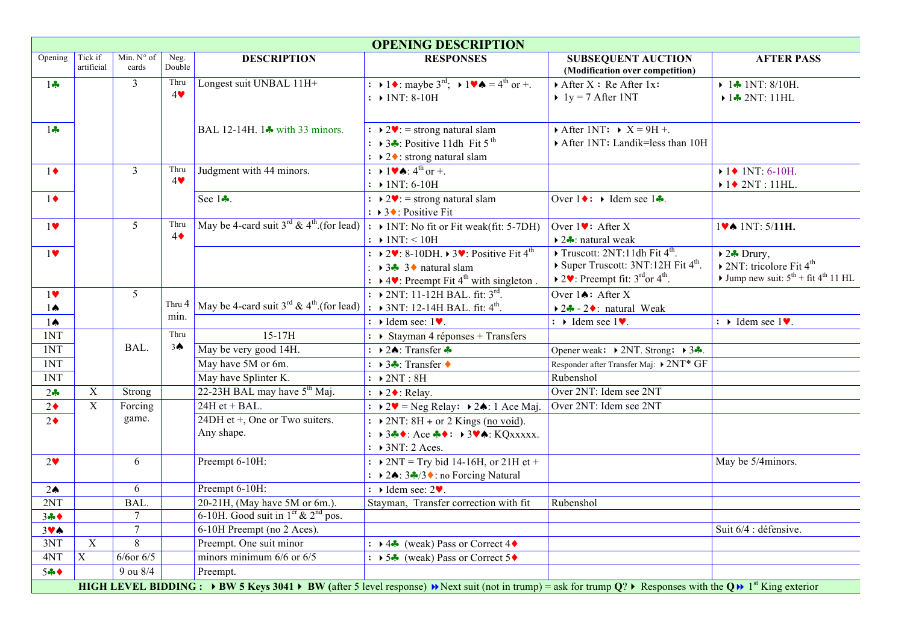# OPENING DESCRIPTION

| Opening | Tick if artificial | Min. N° of cards | Neg. Double | DESCRIPTION | RESPONSES | SUBSEQUENT AUCTION (Modification over competition) | AFTER PASS |
|---|---|---|---|---|---|---|---|
| 1♣ | | 3 | Thru 4♥ | Longest suit UNBAL 11H+ | : ▸1♦: maybe 3rd; ▸1♥♠ = 4th or +. : ▸1NT: 8-10H | ▸After X : Re After 1x: ▸ 1y = 7 After 1NT | ▸ 1♣ 1NT: 8/10H. ▸1♣ 2NT: 11HL |
| 1♣ | | | | BAL 12-14H. 1♣ with 33 minors. | : ▸2♥: = strong natural slam : ▸3♣: Positive 11dh Fit 5th : ▸2♦: strong natural slam | ▸After 1NT: ▸ X = 9H +. ▸After 1NT: Landik=less than 10H | |
| 1♦ | | 3 | Thru 4♥ | Judgment with 44 minors. | : ▸1♥♠: 4th or +. : ▸1NT: 6-10H | | ▸1♦ 1NT: 6-10H. ▸1♦ 2NT : 11HL. |
| 1♦ | | | | See 1♣. | : ▸2♥: = strong natural slam : ▸3♦: Positive Fit | Over 1♦: ▸ Idem see 1♣. | |
| 1♥ | | 5 | Thru 4♦ | May be 4-card suit 3rd & 4th.(for lead) | : ▸1NT: No fit or Fit weak(fit: 5-7DH) : ▸1NT: < 10H | Over 1♥: After X ▸2♣: natural weak | 1♥♠ 1NT: 5/**11H.** |
| 1♥ | | | | | : ▸2♥: 8-10DH. ▸3♥: Positive Fit 4th : ▸3♣ 3♦ natural slam : ▸4♥: Preempt Fit 4th with singleton . | ▸Truscott: 2NT:11dh Fit 4th. ▸Super Truscott: 3NT:12H Fit 4th. ▸2♥: Preempt fit: 3rd or 4th. | ▸2♣ Drury, ▸2NT: tricolore Fit 4th ▸Jump new suit: 5th + fit 4th 11 HL |
| 1♥ 1♠ | | 5 | Thru 4 min. | May be 4-card suit 3rd & 4th.(for lead) | : ▸2NT: 11-12H BAL. fit: 3rd. : ▸3NT: 12-14H BAL. fit: 4th. | Over 1♠: After X ▸2♣ - 2♦: natural Weak | |
| 1♠ | | | | | : ▸Idem see: 1♥. | : ▸ Idem see 1♥. | : ▸ Idem see 1♥. |
| 1NT | | BAL. | Thru 3♠ | 15-17H | : ▸ Stayman 4 réponses + Transfers | | |
| 1NT | | | | May be very good 14H. | : ▸2♠: Transfer ♣ | Opener weak: ▸2NT. Strong: ▸3♣. | |
| 1NT | | | | May have 5M or 6m. | : ▸3♣: Transfer ♦ | Responder after Transfer Maj: ▸2NT* GF | |
| 1NT | | | | May have Splinter K. | : ▸2NT : 8H | Rubenshol | |
| 2♣ | X | Strong | | 22-23H BAL may have 5th Maj. | : ▸2♦: Relay. | Over 2NT: Idem see 2NT | |
| 2♦ | X | Forcing game. | | 24H et + BAL. | : ▸2♥ = Neg Relay: ▸2♠: 1 Ace Maj. | Over 2NT: Idem see 2NT | |
| 2♦ | | | | 24DH et +, One or Two suiters. Any shape. | : ▸2NT: 8H + or 2 Kings (no void). : ▸3♣♦: Ace ♣♦: ▸3♥♠: KQxxxxx. : ▸3NT: 2 Aces. | | |
| 2♥ | | 6 | | Preempt 6-10H: | : ▸2NT = Try bid 14-16H, or 21H et + : ▸2♠: 3♣/3♦: no Forcing Natural | | May be 5/4minors. |
| 2♠ | | 6 | | Preempt 6-10H: | : ▸Idem see: 2♥. | | |
| 2NT | | BAL. | | 20-21H, (May have 5M or 6m.). | Stayman, Transfer correction with fit | Rubenshol | |
| 3♣♦ | | 7 | | 6-10H. Good suit in 1er & 2nd pos. | | | |
| 3♥♠ | | 7 | | 6-10H Preempt (no 2 Aces). | | | Suit 6/4 : défensive. |
| 3NT | X | 8 | | Preempt. One suit minor | : ▸4♣ (weak) Pass or Correct 4♦ | | |
| 4NT | X | 6/6or 6/5 | | minors minimum 6/6 or 6/5 | : ▸5♣ (weak) Pass or Correct 5♦ | | |
| 5♣♦ | | 9 ou 8/4 | | Preempt. | | | |

**HIGH LEVEL BIDDING :** ▸BW 5 Keys 3041 ▸ BW (after 5 level response) ▸▸Next suit (not in trump) = ask for trump Q? ▸ Responses with the Q▸▸ 1st King exterior